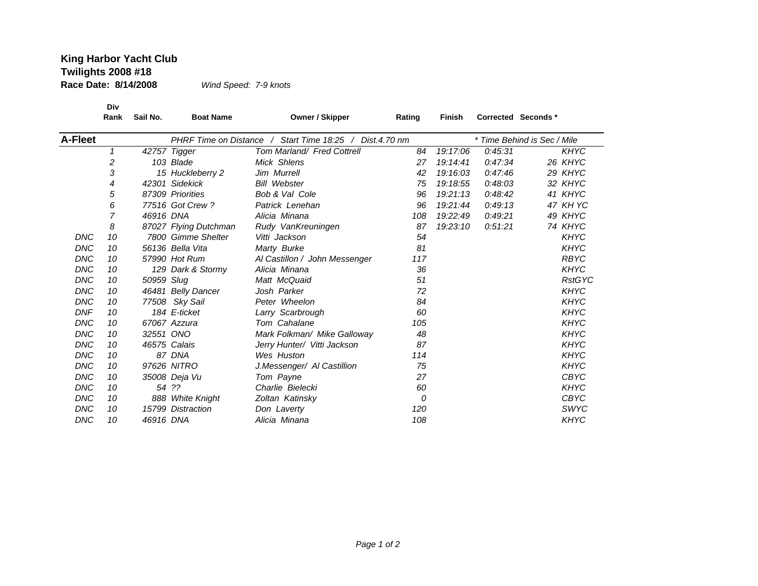**King Harbor Yacht Club**
**Twilights 2008 #18**
**Race Date: 8/14/2008** *Wind Speed: 7-9 knots*

| | Div Rank | Sail No. | Boat Name | Owner / Skipper | Rating | Finish | Corrected | Seconds * | |
|---|---|---|---|---|---|---|---|---|---|
| **A-Fleet** | | | PHRF Time on Distance / Start Time 18:25 / Dist.4.70 nm | | | | * Time Behind is Sec / Mile | | |
| | 1 | 42757 | Tigger | Tom Marland/ Fred Cottrell | 84 | 19:17:06 | 0:45:31 | | KHYC |
| | 2 | 103 | Blade | Mick Shlens | 27 | 19:14:41 | 0:47:34 | 26 | KHYC |
| | 3 | 15 | Huckleberry 2 | Jim Murrell | 42 | 19:16:03 | 0:47:46 | 29 | KHYC |
| | 4 | 42301 | Sidekick | Bill Webster | 75 | 19:18:55 | 0:48:03 | 32 | KHYC |
| | 5 | 87309 | Priorities | Bob & Val Cole | 96 | 19:21:13 | 0:48:42 | 41 | KHYC |
| | 6 | 77516 | Got Crew ? | Patrick Lenehan | 96 | 19:21:44 | 0:49:13 | 47 | KH YC |
| | 7 | 46916 | DNA | Alicia Minana | 108 | 19:22:49 | 0:49:21 | 49 | KHYC |
| | 8 | 87027 | Flying Dutchman | Rudy VanKreuningen | 87 | 19:23:10 | 0:51:21 | 74 | KHYC |
| DNC | 10 | 7800 | Gimme Shelter | Vitti Jackson | 54 | | | | KHYC |
| DNC | 10 | 56136 | Bella Vita | Marty Burke | 81 | | | | KHYC |
| DNC | 10 | 57990 | Hot Rum | Al Castillon / John Messenger | 117 | | | | RBYC |
| DNC | 10 | 129 | Dark & Stormy | Alicia Minana | 36 | | | | KHYC |
| DNC | 10 | 50959 | Slug | Matt McQuaid | 51 | | | | RstGYC |
| DNC | 10 | 46481 | Belly Dancer | Josh Parker | 72 | | | | KHYC |
| DNC | 10 | 77508 | Sky Sail | Peter Wheelon | 84 | | | | KHYC |
| DNF | 10 | 184 | E-ticket | Larry Scarbrough | 60 | | | | KHYC |
| DNC | 10 | 67067 | Azzura | Tom Cahalane | 105 | | | | KHYC |
| DNC | 10 | 32551 | ONO | Mark Folkman/ Mike Galloway | 48 | | | | KHYC |
| DNC | 10 | 46575 | Calais | Jerry Hunter/ Vitti Jackson | 87 | | | | KHYC |
| DNC | 10 | 87 | DNA | Wes Huston | 114 | | | | KHYC |
| DNC | 10 | 97626 | NITRO | J.Messenger/ Al Castillion | 75 | | | | KHYC |
| DNC | 10 | 35008 | Deja Vu | Tom Payne | 27 | | | | CBYC |
| DNC | 10 | 54 | ?? | Charlie Bielecki | 60 | | | | KHYC |
| DNC | 10 | 888 | White Knight | Zoltan Katinsky | 0 | | | | CBYC |
| DNC | 10 | 15799 | Distraction | Don Laverty | 120 | | | | SWYC |
| DNC | 10 | 46916 | DNA | Alicia Minana | 108 | | | | KHYC |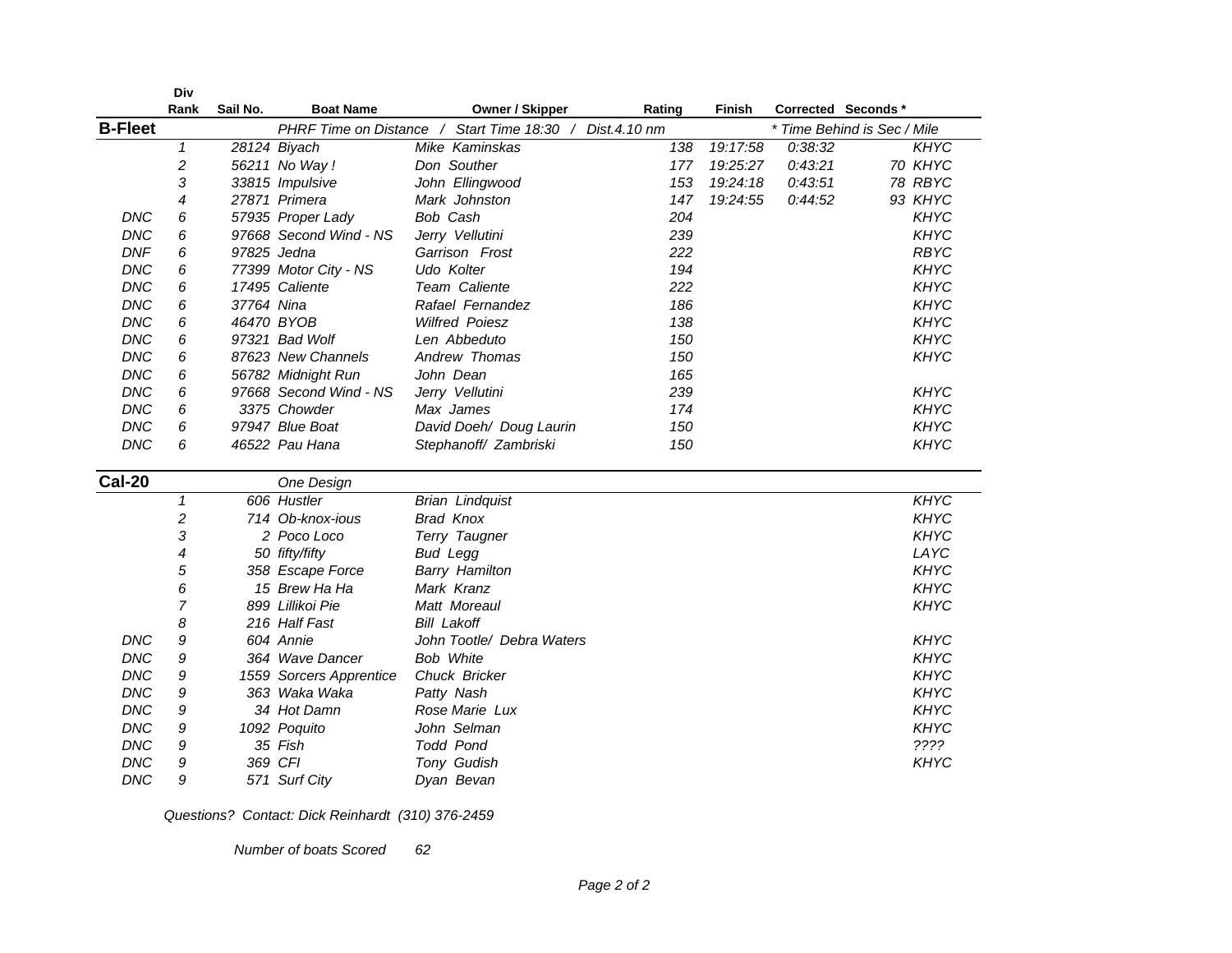| | Div Rank | Sail No. | Boat Name | Owner / Skipper | Rating | Finish | Corrected | Seconds * | |
|---|---|---|---|---|---|---|---|---|---|
| **B-Fleet** | | | PHRF Time on Distance / Start Time 18:30 / Dist.4.10 nm | | | | * Time Behind is Sec / Mile | | |
| | 1 | 28124 | Biyach | Mike Kaminskas | 138 | 19:17:58 | 0:38:32 | | KHYC |
| | 2 | 56211 | No Way ! | Don Souther | 177 | 19:25:27 | 0:43:21 | 70 | KHYC |
| | 3 | 33815 | Impulsive | John Ellingwood | 153 | 19:24:18 | 0:43:51 | 78 | RBYC |
| | 4 | 27871 | Primera | Mark Johnston | 147 | 19:24:55 | 0:44:52 | 93 | KHYC |
| DNC | 6 | 57935 | Proper Lady | Bob Cash | 204 | | | | KHYC |
| DNC | 6 | 97668 | Second Wind - NS | Jerry Vellutini | 239 | | | | KHYC |
| DNF | 6 | 97825 | Jedna | Garrison Frost | 222 | | | | RBYC |
| DNC | 6 | 77399 | Motor City - NS | Udo Kolter | 194 | | | | KHYC |
| DNC | 6 | 17495 | Caliente | Team Caliente | 222 | | | | KHYC |
| DNC | 6 | 37764 | Nina | Rafael Fernandez | 186 | | | | KHYC |
| DNC | 6 | 46470 | BYOB | Wilfred Poiesz | 138 | | | | KHYC |
| DNC | 6 | 97321 | Bad Wolf | Len Abbeduto | 150 | | | | KHYC |
| DNC | 6 | 87623 | New Channels | Andrew Thomas | 150 | | | | KHYC |
| DNC | 6 | 56782 | Midnight Run | John Dean | 165 | | | | |
| DNC | 6 | 97668 | Second Wind - NS | Jerry Vellutini | 239 | | | | KHYC |
| DNC | 6 | 3375 | Chowder | Max James | 174 | | | | KHYC |
| DNC | 6 | 97947 | Blue Boat | David Doeh/ Doug Laurin | 150 | | | | KHYC |
| DNC | 6 | 46522 | Pau Hana | Stephanoff/ Zambriski | 150 | | | | KHYC |
| **Cal-20** | | | One Design | | | | | | |
| | 1 | 606 | Hustler | Brian Lindquist | | | | | KHYC |
| | 2 | 714 | Ob-knox-ious | Brad Knox | | | | | KHYC |
| | 3 | 2 | Poco Loco | Terry Taugner | | | | | KHYC |
| | 4 | 50 | fifty/fifty | Bud Legg | | | | | LAYC |
| | 5 | 358 | Escape Force | Barry Hamilton | | | | | KHYC |
| | 6 | 15 | Brew Ha Ha | Mark Kranz | | | | | KHYC |
| | 7 | 899 | Lillikoi Pie | Matt Moreaul | | | | | KHYC |
| | 8 | 216 | Half Fast | Bill Lakoff | | | | | |
| DNC | 9 | 604 | Annie | John Tootle/ Debra Waters | | | | | KHYC |
| DNC | 9 | 364 | Wave Dancer | Bob White | | | | | KHYC |
| DNC | 9 | 1559 | Sorcers Apprentice | Chuck Bricker | | | | | KHYC |
| DNC | 9 | 363 | Waka Waka | Patty Nash | | | | | KHYC |
| DNC | 9 | 34 | Hot Damn | Rose Marie Lux | | | | | KHYC |
| DNC | 9 | 1092 | Poquito | John Selman | | | | | KHYC |
| DNC | 9 | 35 | Fish | Todd Pond | | | | | ???? |
| DNC | 9 | 369 | CFI | Tony Gudish | | | | | KHYC |
| DNC | 9 | 571 | Surf City | Dyan Bevan | | | | | |

*Questions? Contact: Dick Reinhardt (310) 376-2459*

*Number of boats Scored 62*